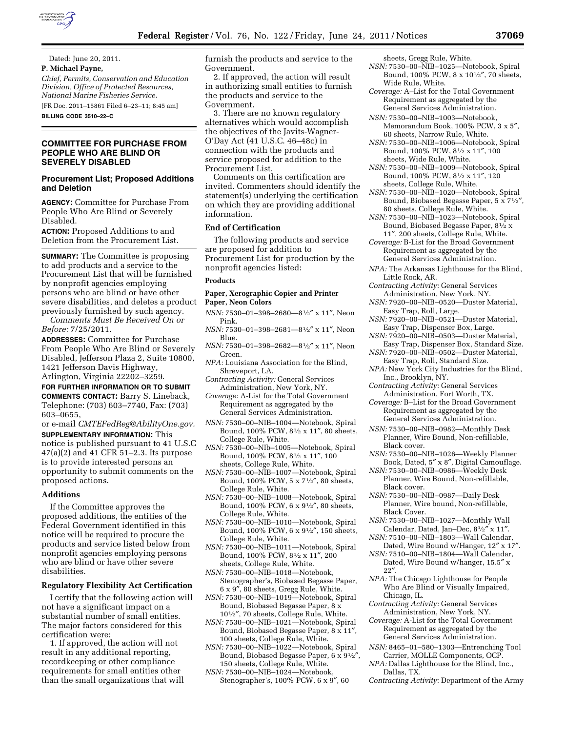Dated: June 20, 2011.

**P. Michael Payne,**

*Chief, Permits, Conservation and Education Division, Office of Protected Resources, National Marine Fisheries Service.*

[FR Doc. 2011–15861 Filed 6–23–11; 8:45 am]

**BILLING CODE 3510–22–C**

## COMMITTEE FOR PURCHASE FROM PEOPLE WHO ARE BLIND OR SEVERELY DISABLED

### Procurement List; Proposed Additions and Deletion

**AGENCY:** Committee for Purchase From People Who Are Blind or Severely Disabled.

**ACTION:** Proposed Additions to and Deletion from the Procurement List.

**SUMMARY:** The Committee is proposing to add products and a service to the Procurement List that will be furnished by nonprofit agencies employing persons who are blind or have other severe disabilities, and deletes a product previously furnished by such agency.

*Comments Must Be Received On or Before:* 7/25/2011.

**ADDRESSES:** Committee for Purchase From People Who Are Blind or Severely Disabled, Jefferson Plaza 2, Suite 10800, 1421 Jefferson Davis Highway, Arlington, Virginia 22202–3259.

**FOR FURTHER INFORMATION OR TO SUBMIT COMMENTS CONTACT:** Barry S. Lineback, Telephone: (703) 603–7740, Fax: (703) 603–0655,

or e-mail *CMTEFedReg@AbilityOne.gov.*

**SUPPLEMENTARY INFORMATION:** This notice is published pursuant to 41 U.S.C 47(a)(2) and 41 CFR 51–2.3. Its purpose is to provide interested persons an opportunity to submit comments on the proposed actions.

### Additions

If the Committee approves the proposed additions, the entities of the Federal Government identified in this notice will be required to procure the products and service listed below from nonprofit agencies employing persons who are blind or have other severe disabilities.

### Regulatory Flexibility Act Certification

I certify that the following action will not have a significant impact on a substantial number of small entities. The major factors considered for this certification were:

1. If approved, the action will not result in any additional reporting, recordkeeping or other compliance requirements for small entities other than the small organizations that will furnish the products and service to the Government.

2. If approved, the action will result in authorizing small entities to furnish the products and service to the Government.

3. There are no known regulatory alternatives which would accomplish the objectives of the Javits-Wagner-O'Day Act (41 U.S.C. 46–48c) in connection with the products and service proposed for addition to the Procurement List.

Comments on this certification are invited. Commenters should identify the statement(s) underlying the certification on which they are providing additional information.

### End of Certification

The following products and service are proposed for addition to Procurement List for production by the nonprofit agencies listed:

#### Products

**Paper, Xerographic Copier and Printer Paper, Neon Colors**

*NSN:* 7530–01–398–2680—8½″ x 11″, Neon Pink.

*NSN:* 7530–01–398–2681—8½″ x 11″, Neon Blue.

*NSN:* 7530–01–398–2682—8½″ x 11″, Neon Green.

*NPA:* Louisiana Association for the Blind, Shreveport, LA.

*Contracting Activity:* General Services Administration, New York, NY.

*Coverage:* A-List for the Total Government Requirement as aggregated by the General Services Administration.

*NSN:* 7530–00–NIB–1004—Notebook, Spiral Bound, 100% PCW, 8½ x 11″, 80 sheets, College Rule, White.

*NSN:* 7530–00–NIb–1005—Notebook, Spiral Bound, 100% PCW, 8½ x 11″, 100 sheets, College Rule, White.

*NSN:* 7530–00–NIB–1007—Notebook, Spiral Bound, 100% PCW, 5 x 7½″, 80 sheets, College Rule, White.

*NSN:* 7530–00–NIB–1008—Notebook, Spiral Bound, 100% PCW, 6 x 9½″, 80 sheets, College Rule, White.

*NSN:* 7530–00–NIB–1010—Notebook, Spiral Bound, 100% PCW, 6 x 9½″, 150 sheets, College Rule, White.

*NSN:* 7530–00–NIB–1011—Notebook, Spiral Bound, 100% PCW, 8½ x 11″, 200 sheets, College Rule, White.

*NSN:* 7530–00–NIB–1018—Notebook, Stenographer's, Biobased Begasse Paper, 6 x 9″, 80 sheets, Gregg Rule, White.

*NSN:* 7530–00–NIB–1019—Notebook, Spiral Bound, Biobased Begasse Paper, 8 x 10½″, 70 sheets, College Rule, White.

*NSN:* 7530–00–NIB–1021—Notebook, Spiral Bound, Biobased Begasse Paper, 8 x 11″, 100 sheets, College Rule, White.

*NSN:* 7530–00–NIB–1022—Notebook, Spiral Bound, Biobased Begasse Paper, 6 x 9½″, 150 sheets, College Rule, White.

*NSN:* 7530–00–NIB–1024—Notebook, Stenographer's, 100% PCW, 6 x 9″, 60 sheets, Gregg Rule, White.

*NSN:* 7530–00–NIB–1025—Notebook, Spiral Bound, 100% PCW, 8 x 10½″, 70 sheets, Wide Rule, White.

*Coverage:* A–List for the Total Government Requirement as aggregated by the General Services Administration.

*NSN:* 7530–00–NIB–1003—Notebook, Memorandum Book, 100% PCW, 3 x 5″, 60 sheets, Narrow Rule, White.

*NSN:* 7530–00–NIB–1006—Notebook, Spiral Bound, 100% PCW, 8½ x 11″, 100 sheets, Wide Rule, White.

*NSN:* 7530–00–NIB–1009—Notebook, Spiral Bound, 100% PCW, 8½ x 11″, 120 sheets, College Rule, White.

*NSN:* 7530–00–NIB–1020—Notebook, Spiral Bound, Biobased Begasse Paper, 5 x 7½″, 80 sheets, College Rule, White.

*NSN:* 7530–00–NIB–1023—Notebook, Spiral Bound, Biobased Begasse Paper, 8½ x 11″, 200 sheets, College Rule, White.

*Coverage:* B-List for the Broad Government Requirement as aggregated by the General Services Administration.

*NPA:* The Arkansas Lighthouse for the Blind, Little Rock, AR.

*Contracting Activity:* General Services Administration, New York, NY.

*NSN:* 7920–00–NIB–0520—Duster Material, Easy Trap, Roll, Large.

*NSN:* 7920–00–NIB–0521—Duster Material, Easy Trap, Dispenser Box, Large.

*NSN:* 7920–00–NIB–0503—Duster Material, Easy Trap, Dispenser Box, Standard Size.

*NSN:* 7920–00–NIB–0502—Duster Material, Easy Trap, Roll, Standard Size.

*NPA:* New York City Industries for the Blind, Inc., Brooklyn, NY.

*Contracting Activity:* General Services Administration, Fort Worth, TX.

*Coverage:* B–List for the Broad Government Requirement as aggregated by the General Services Administration.

*NSN:* 7530–00–NIB–0982—Monthly Desk Planner, Wire Bound, Non-refillable, Black cover.

*NSN:* 7530–00–NIB–1026—Weekly Planner Book, Dated, 5″ x 8″, Digital Camouflage.

*NSN:* 7530–00–NIB–0986—Weekly Desk Planner, Wire Bound, Non-refillable, Black cover.

*NSN:* 7530–00–NIB–0987—Daily Desk Planner, Wire bound, Non-refillable, Black Cover.

*NSN:* 7530–00–NIB–1027—Monthly Wall Calendar, Dated, Jan–Dec, 8½″ x 11″.

*NSN:* 7510–00–NIB–1803—Wall Calendar, Dated, Wire Bound w/Hanger, 12″ x 17″.

*NSN:* 7510–00–NIB–1804—Wall Calendar, Dated, Wire Bound w/hanger, 15.5″ x 22″.

*NPA:* The Chicago Lighthouse for People Who Are Blind or Visually Impaired, Chicago, IL.

*Contracting Activity:* General Services Administration, New York, NY.

*Coverage:* A-List for the Total Government Requirement as aggregated by the General Services Administration.

*NSN:* 8465–01–580–1303—Entrenching Tool Carrier, MOLLE Components, OCP.

*NPA:* Dallas Lighthouse for the Blind, Inc., Dallas, TX.

*Contracting Activity:* Department of the Army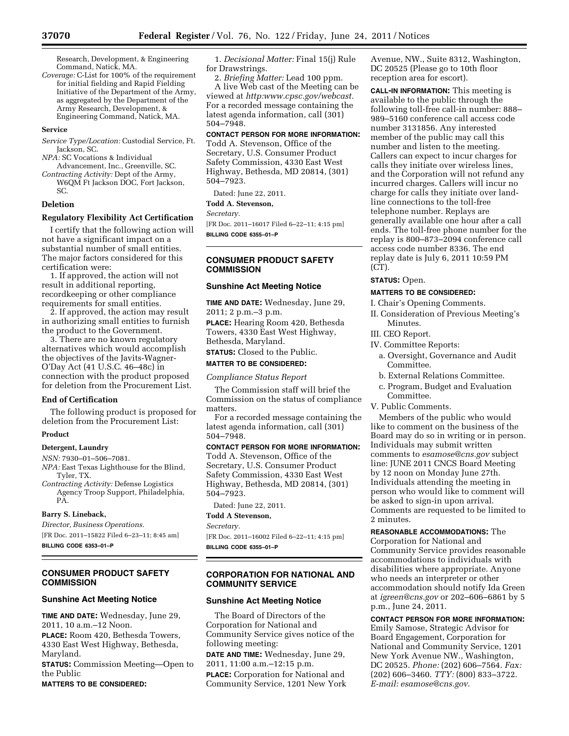Research, Development, & Engineering Command, Natick, MA.

*Coverage:* C-List for 100% of the requirement for initial fielding and Rapid Fielding Initiative of the Department of the Army, as aggregated by the Department of the Army Research, Development, & Engineering Command, Natick, MA.

#### Service

*Service Type/Location:* Custodial Service, Ft. Jackson, SC.

*NPA:* SC Vocations & Individual Advancement, Inc., Greenville, SC.

*Contracting Activity:* Dept of the Army, W6QM Ft Jackson DOC, Fort Jackson, SC.

### Deletion

### Regulatory Flexibility Act Certification

I certify that the following action will not have a significant impact on a substantial number of small entities. The major factors considered for this certification were:

1. If approved, the action will not result in additional reporting, recordkeeping or other compliance requirements for small entities.

2. If approved, the action may result in authorizing small entities to furnish the product to the Government.

3. There are no known regulatory alternatives which would accomplish the objectives of the Javits-Wagner-O'Day Act (41 U.S.C. 46–48c) in connection with the product proposed for deletion from the Procurement List.

### End of Certification

The following product is proposed for deletion from the Procurement List:

#### Product

#### Detergent, Laundry

*NSN:* 7930–01–506–7081.

*NPA:* East Texas Lighthouse for the Blind, Tyler, TX.

*Contracting Activity:* Defense Logistics Agency Troop Support, Philadelphia, PA.

**Barry S. Lineback,**

*Director, Business Operations.*

[FR Doc. 2011–15822 Filed 6–23–11; 8:45 am]

**BILLING CODE 6353–01–P**

---

## CONSUMER PRODUCT SAFETY COMMISSION

### Sunshine Act Meeting Notice

**TIME AND DATE:** Wednesday, June 29, 2011, 10 a.m.–12 Noon.

**PLACE:** Room 420, Bethesda Towers, 4330 East West Highway, Bethesda, Maryland.

**STATUS:** Commission Meeting—Open to the Public

**MATTERS TO BE CONSIDERED:**

1. *Decisional Matter:* Final 15(j) Rule for Drawstrings.

2. *Briefing Matter:* Lead 100 ppm.

A live Web cast of the Meeting can be viewed at *http:www.cpsc.gov/webcast.* For a recorded message containing the latest agenda information, call (301) 504–7948.

**CONTACT PERSON FOR MORE INFORMATION:** Todd A. Stevenson, Office of the Secretary, U.S. Consumer Product Safety Commission, 4330 East West Highway, Bethesda, MD 20814, (301) 504–7923.

Dated: June 22, 2011.

**Todd A. Stevenson,**

*Secretary.*

[FR Doc. 2011–16017 Filed 6–22–11; 4:15 pm]

**BILLING CODE 6355–01–P**

---

## CONSUMER PRODUCT SAFETY COMMISSION

### Sunshine Act Meeting Notice

**TIME AND DATE:** Wednesday, June 29, 2011; 2 p.m.–3 p.m.

**PLACE:** Hearing Room 420, Bethesda Towers, 4330 East West Highway, Bethesda, Maryland.

**STATUS:** Closed to the Public.

**MATTER TO BE CONSIDERED:**

*Compliance Status Report*

The Commission staff will brief the Commission on the status of compliance matters.

For a recorded message containing the latest agenda information, call (301) 504–7948.

**CONTACT PERSON FOR MORE INFORMATION:** Todd A. Stevenson, Office of the Secretary, U.S. Consumer Product Safety Commission, 4330 East West Highway, Bethesda, MD 20814, (301) 504–7923.

Dated: June 22, 2011.

**Todd A Stevenson,**

*Secretary.*

[FR Doc. 2011–16002 Filed 6–22–11; 4:15 pm]

**BILLING CODE 6355–01–P**

---

## CORPORATION FOR NATIONAL AND COMMUNITY SERVICE

### Sunshine Act Meeting Notice

The Board of Directors of the Corporation for National and Community Service gives notice of the following meeting:

**DATE AND TIME:** Wednesday, June 29, 2011, 11:00 a.m.–12:15 p.m.

**PLACE:** Corporation for National and Community Service, 1201 New York Avenue, NW., Suite 8312, Washington, DC 20525 (Please go to 10th floor reception area for escort).

**CALL-IN INFORMATION:** This meeting is available to the public through the following toll-free call-in number: 888–989–5160 conference call access code number 3131856. Any interested member of the public may call this number and listen to the meeting. Callers can expect to incur charges for calls they initiate over wireless lines, and the Corporation will not refund any incurred charges. Callers will incur no charge for calls they initiate over land-line connections to the toll-free telephone number. Replays are generally available one hour after a call ends. The toll-free phone number for the replay is 800–873–2094 conference call access code number 8336. The end replay date is July 6, 2011 10:59 PM (CT).

**STATUS:** Open.

**MATTERS TO BE CONSIDERED:**

I. Chair's Opening Comments.

II. Consideration of Previous Meeting's Minutes.

III. CEO Report.

IV. Committee Reports:

a. Oversight, Governance and Audit Committee.

b. External Relations Committee.

c. Program, Budget and Evaluation Committee.

V. Public Comments.

Members of the public who would like to comment on the business of the Board may do so in writing or in person. Individuals may submit written comments to *esamose@cns.gov* subject line: JUNE 2011 CNCS Board Meeting by 12 noon on Monday June 27th. Individuals attending the meeting in person who would like to comment will be asked to sign-in upon arrival. Comments are requested to be limited to 2 minutes.

**REASONABLE ACCOMMODATIONS:** The Corporation for National and Community Service provides reasonable accommodations to individuals with disabilities where appropriate. Anyone who needs an interpreter or other accommodation should notify Ida Green at *igreen@cns.gov* or 202–606–6861 by 5 p.m., June 24, 2011.

**CONTACT PERSON FOR MORE INFORMATION:** Emily Samose, Strategic Advisor for Board Engagement, Corporation for National and Community Service, 1201 New York Avenue NW., Washington, DC 20525. *Phone:* (202) 606–7564. *Fax:* (202) 606–3460. *TTY:* (800) 833–3722. *E-mail: esamose@cns.gov*.